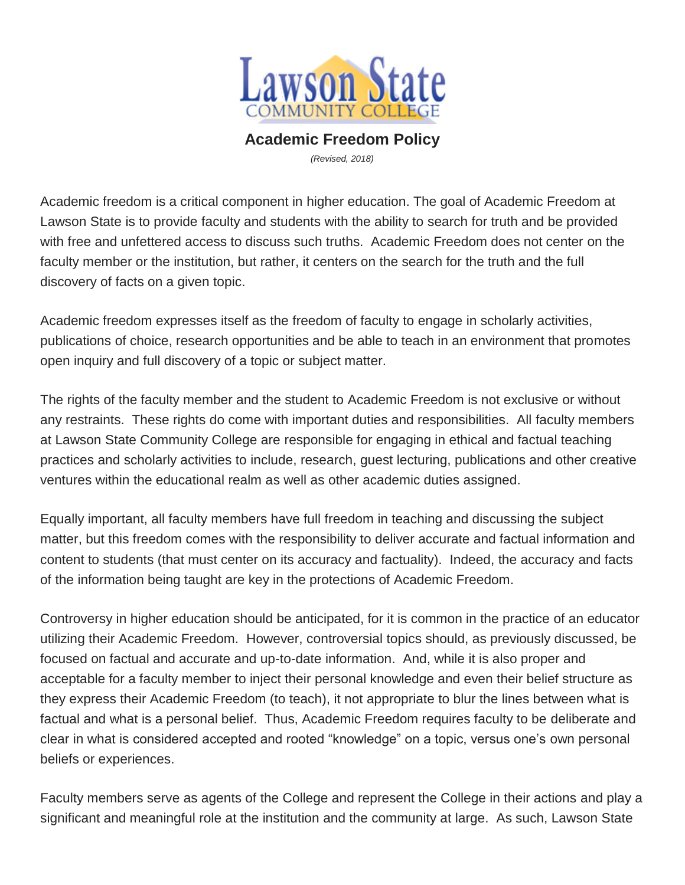# Lawson State Community College

## Academic Freedom Policy

*(Revised, 2018)*

Academic freedom is a critical component in higher education. The goal of Academic Freedom at Lawson State is to provide faculty and students with the ability to search for truth and be provided with free and unfettered access to discuss such truths. Academic Freedom does not center on the faculty member or the institution, but rather, it centers on the search for the truth and the full discovery of facts on a given topic.

Academic freedom expresses itself as the freedom of faculty to engage in scholarly activities, publications of choice, research opportunities and be able to teach in an environment that promotes open inquiry and full discovery of a topic or subject matter.

The rights of the faculty member and the student to Academic Freedom is not exclusive or without any restraints. These rights do come with important duties and responsibilities. All faculty members at Lawson State Community College are responsible for engaging in ethical and factual teaching practices and scholarly activities to include, research, guest lecturing, publications and other creative ventures within the educational realm as well as other academic duties assigned.

Equally important, all faculty members have full freedom in teaching and discussing the subject matter, but this freedom comes with the responsibility to deliver accurate and factual information and content to students (that must center on its accuracy and factuality). Indeed, the accuracy and facts of the information being taught are key in the protections of Academic Freedom.

Controversy in higher education should be anticipated, for it is common in the practice of an educator utilizing their Academic Freedom. However, controversial topics should, as previously discussed, be focused on factual and accurate and up-to-date information. And, while it is also proper and acceptable for a faculty member to inject their personal knowledge and even their belief structure as they express their Academic Freedom (to teach), it not appropriate to blur the lines between what is factual and what is a personal belief. Thus, Academic Freedom requires faculty to be deliberate and clear in what is considered accepted and rooted "knowledge" on a topic, versus one's own personal beliefs or experiences.

Faculty members serve as agents of the College and represent the College in their actions and play a significant and meaningful role at the institution and the community at large. As such, Lawson State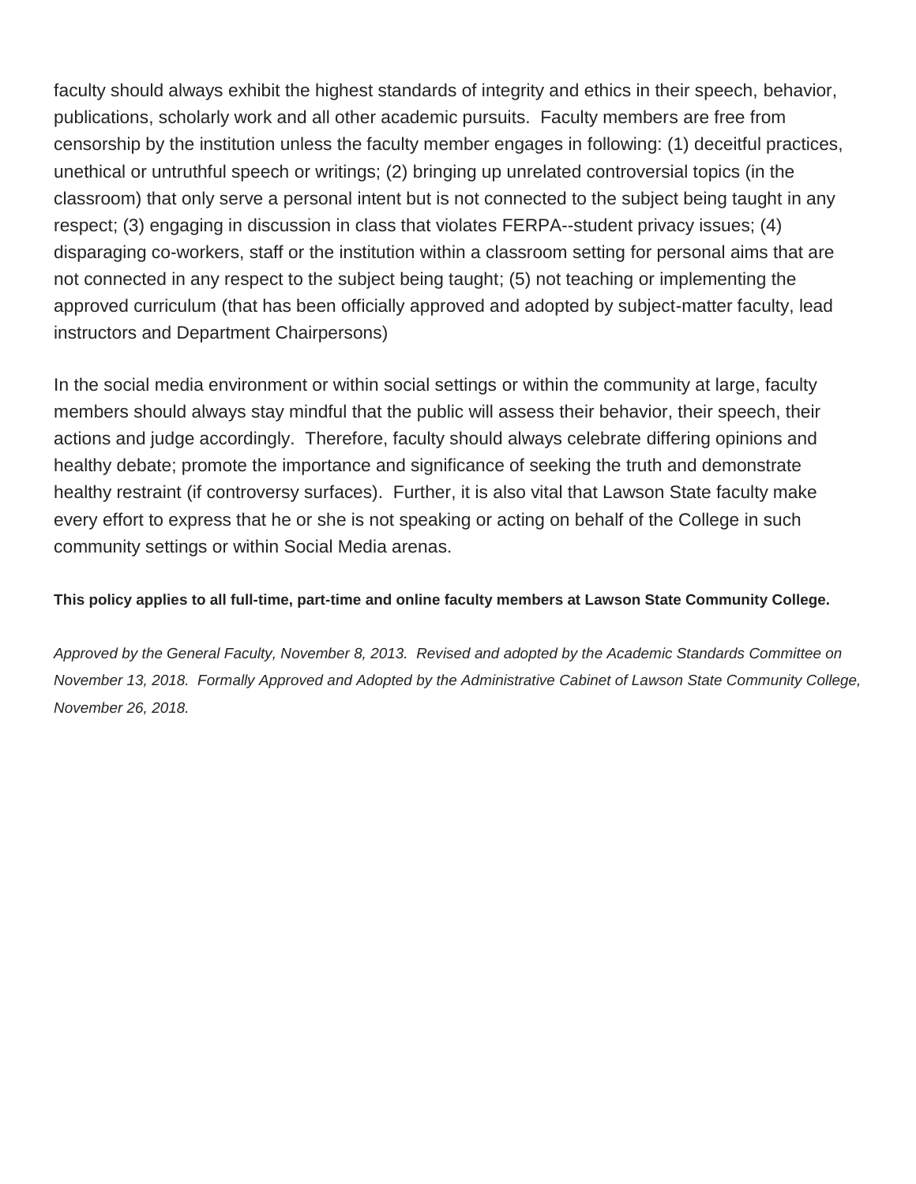faculty should always exhibit the highest standards of integrity and ethics in their speech, behavior, publications, scholarly work and all other academic pursuits. Faculty members are free from censorship by the institution unless the faculty member engages in following: (1) deceitful practices, unethical or untruthful speech or writings; (2) bringing up unrelated controversial topics (in the classroom) that only serve a personal intent but is not connected to the subject being taught in any respect; (3) engaging in discussion in class that violates FERPA--student privacy issues; (4) disparaging co-workers, staff or the institution within a classroom setting for personal aims that are not connected in any respect to the subject being taught; (5) not teaching or implementing the approved curriculum (that has been officially approved and adopted by subject-matter faculty, lead instructors and Department Chairpersons)

In the social media environment or within social settings or within the community at large, faculty members should always stay mindful that the public will assess their behavior, their speech, their actions and judge accordingly. Therefore, faculty should always celebrate differing opinions and healthy debate; promote the importance and significance of seeking the truth and demonstrate healthy restraint (if controversy surfaces). Further, it is also vital that Lawson State faculty make every effort to express that he or she is not speaking or acting on behalf of the College in such community settings or within Social Media arenas.

**This policy applies to all full-time, part-time and online faculty members at Lawson State Community College.**

*Approved by the General Faculty, November 8, 2013. Revised and adopted by the Academic Standards Committee on November 13, 2018. Formally Approved and Adopted by the Administrative Cabinet of Lawson State Community College, November 26, 2018.*